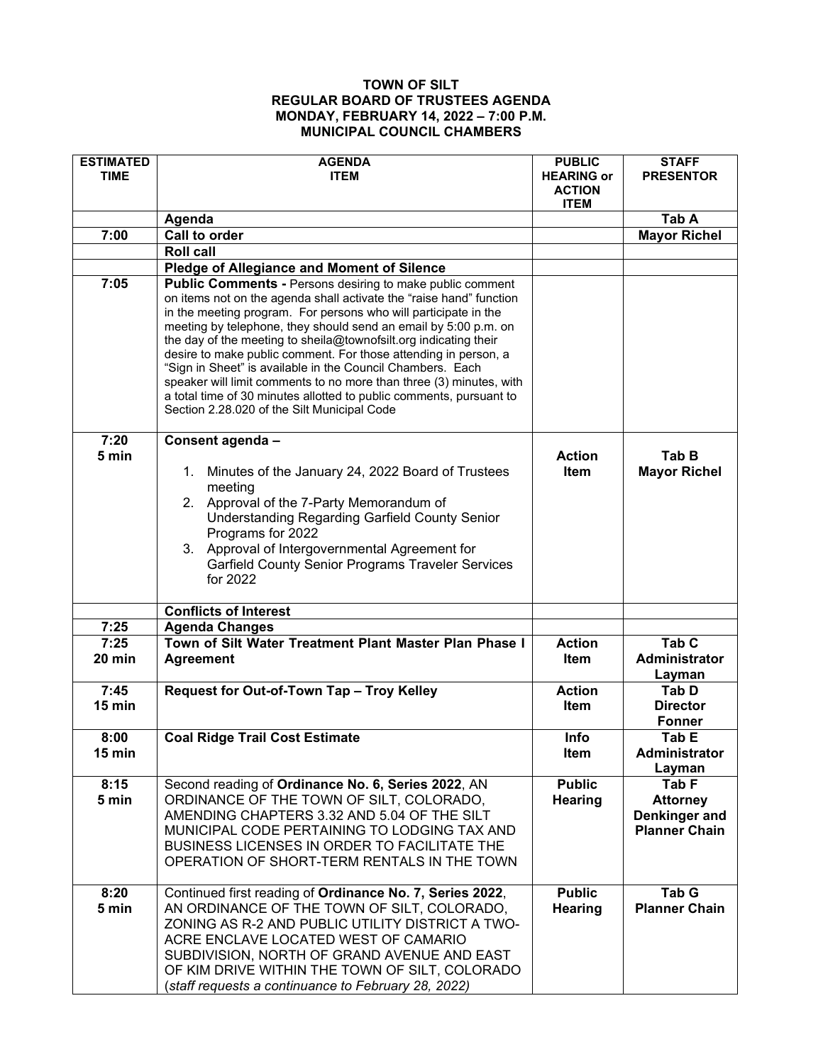**TOWN OF SILT**
**REGULAR BOARD OF TRUSTEES AGENDA**
**MONDAY, FEBRUARY 14, 2022 – 7:00 P.M.**
**MUNICIPAL COUNCIL CHAMBERS**

| ESTIMATED TIME | AGENDA ITEM | PUBLIC HEARING or ACTION ITEM | STAFF PRESENTOR |
|---|---|---|---|
| | **Agenda** | | **Tab A** |
| 7:00 | **Call to order** | | **Mayor Richel** |
| | **Roll call** | | |
| | **Pledge of Allegiance and Moment of Silence** | | |
| 7:05 | **Public Comments -** Persons desiring to make public comment on items not on the agenda shall activate the "raise hand" function in the meeting program. For persons who will participate in the meeting by telephone, they should send an email by 5:00 p.m. on the day of the meeting to sheila@townofsilt.org indicating their desire to make public comment. For those attending in person, a "Sign in Sheet" is available in the Council Chambers. Each speaker will limit comments to no more than three (3) minutes, with a total time of 30 minutes allotted to public comments, pursuant to Section 2.28.020 of the Silt Municipal Code | | |
| 7:20<br>5 min | **Consent agenda –**<br>1. Minutes of the January 24, 2022 Board of Trustees meeting<br>2. Approval of the 7-Party Memorandum of Understanding Regarding Garfield County Senior Programs for 2022<br>3. Approval of Intergovernmental Agreement for Garfield County Senior Programs Traveler Services for 2022 | **Action Item** | **Tab B**<br>**Mayor Richel** |
| | **Conflicts of Interest** | | |
| 7:25 | **Agenda Changes** | | |
| 7:25<br>20 min | **Town of Silt Water Treatment Plant Master Plan Phase I Agreement** | **Action Item** | **Tab C**<br>**Administrator Layman** |
| 7:45<br>15 min | **Request for Out-of-Town Tap – Troy Kelley** | **Action Item** | **Tab D**<br>**Director Fonner** |
| 8:00<br>15 min | **Coal Ridge Trail Cost Estimate** | **Info Item** | **Tab E**<br>**Administrator Layman** |
| 8:15<br>5 min | Second reading of **Ordinance No. 6, Series 2022**, AN ORDINANCE OF THE TOWN OF SILT, COLORADO, AMENDING CHAPTERS 3.32 AND 5.04 OF THE SILT MUNICIPAL CODE PERTAINING TO LODGING TAX AND BUSINESS LICENSES IN ORDER TO FACILITATE THE OPERATION OF SHORT-TERM RENTALS IN THE TOWN | **Public Hearing** | **Tab F**<br>**Attorney Denkinger and Planner Chain** |
| 8:20<br>5 min | Continued first reading of **Ordinance No. 7, Series 2022**, AN ORDINANCE OF THE TOWN OF SILT, COLORADO, ZONING AS R-2 AND PUBLIC UTILITY DISTRICT A TWO-ACRE ENCLAVE LOCATED WEST OF CAMARIO SUBDIVISION, NORTH OF GRAND AVENUE AND EAST OF KIM DRIVE WITHIN THE TOWN OF SILT, COLORADO (*staff requests a continuance to February 28, 2022)* | **Public Hearing** | **Tab G**<br>**Planner Chain** |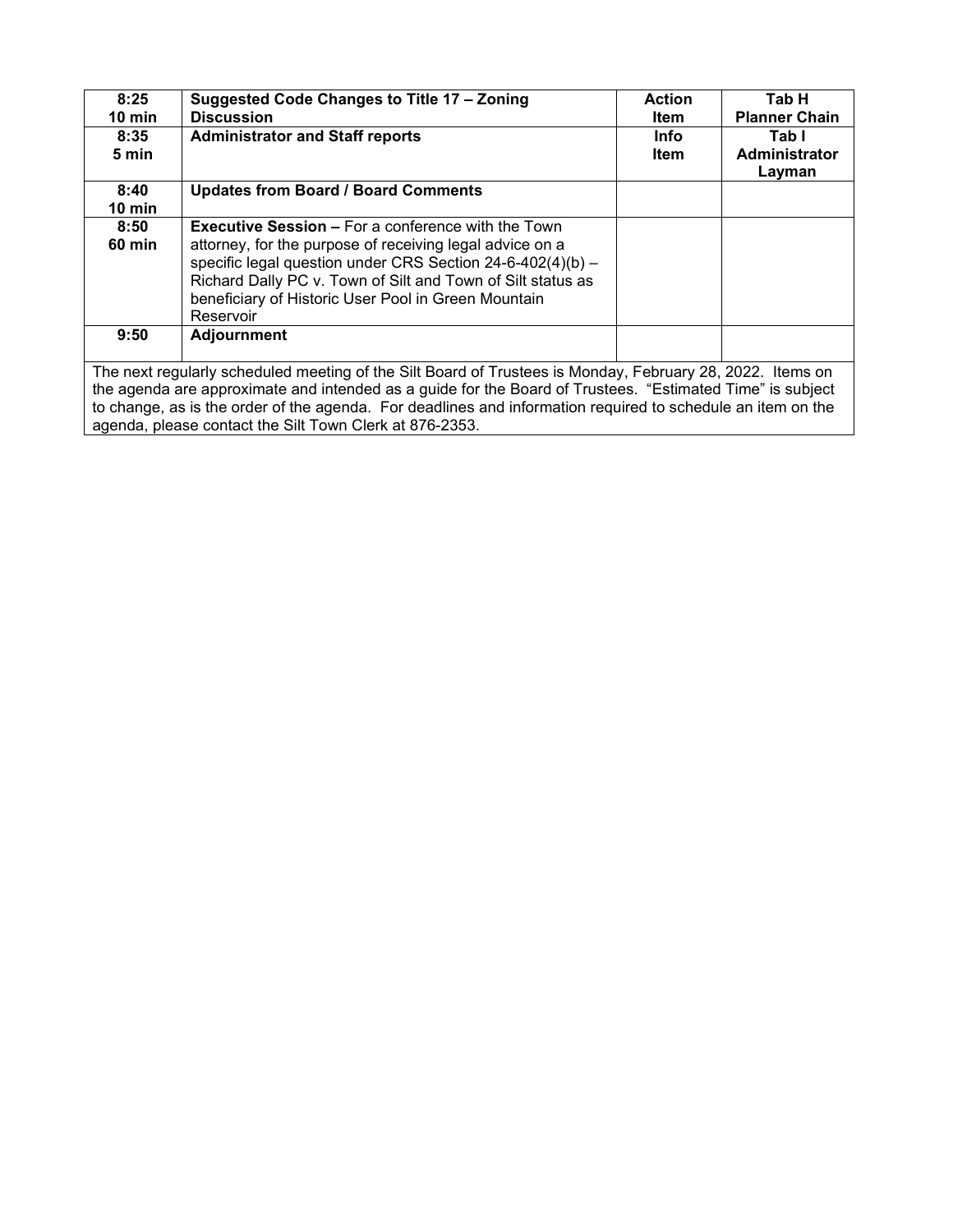| | | | |
|---|---|---|---|
| **8:25**<br>**10 min** | **Suggested Code Changes to Title 17 – Zoning Discussion** | **Action Item** | **Tab H**<br>**Planner Chain** |
| **8:35**<br>**5 min** | **Administrator and Staff reports** | **Info Item** | **Tab I**<br>**Administrator Layman** |
| **8:40**<br>**10 min** | **Updates from Board / Board Comments** | | |
| **8:50**<br>**60 min** | **Executive Session –** For a conference with the Town attorney, for the purpose of receiving legal advice on a specific legal question under CRS Section 24-6-402(4)(b) – Richard Dally PC v. Town of Silt and Town of Silt status as beneficiary of Historic User Pool in Green Mountain Reservoir | | |
| **9:50** | **Adjournment** | | |

The next regularly scheduled meeting of the Silt Board of Trustees is Monday, February 28, 2022. Items on the agenda are approximate and intended as a guide for the Board of Trustees. "Estimated Time" is subject to change, as is the order of the agenda. For deadlines and information required to schedule an item on the agenda, please contact the Silt Town Clerk at 876-2353.